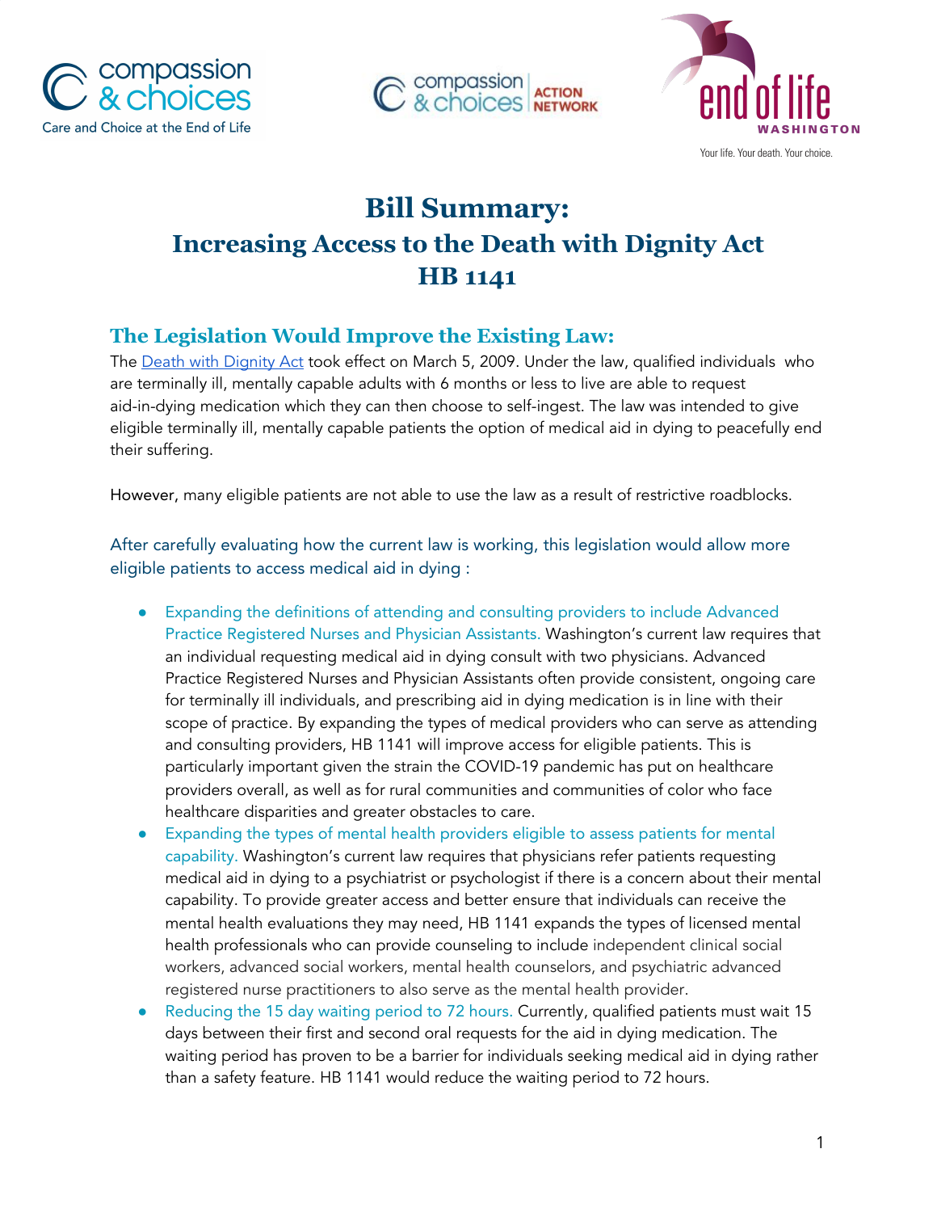# Bill Summary:
# Increasing Access to the Death with Dignity Act
# HB 1141

## The Legislation Would Improve the Existing Law:

The Death with Dignity Act took effect on March 5, 2009. Under the law, qualified individuals who are terminally ill, mentally capable adults with 6 months or less to live are able to request aid-in-dying medication which they can then choose to self-ingest. The law was intended to give eligible terminally ill, mentally capable patients the option of medical aid in dying to peacefully end their suffering.

However, many eligible patients are not able to use the law as a result of restrictive roadblocks.

After carefully evaluating how the current law is working, this legislation would allow more eligible patients to access medical aid in dying :

- Expanding the definitions of attending and consulting providers to include Advanced Practice Registered Nurses and Physician Assistants. Washington's current law requires that an individual requesting medical aid in dying consult with two physicians. Advanced Practice Registered Nurses and Physician Assistants often provide consistent, ongoing care for terminally ill individuals, and prescribing aid in dying medication is in line with their scope of practice. By expanding the types of medical providers who can serve as attending and consulting providers, HB 1141 will improve access for eligible patients. This is particularly important given the strain the COVID-19 pandemic has put on healthcare providers overall, as well as for rural communities and communities of color who face healthcare disparities and greater obstacles to care.
- Expanding the types of mental health providers eligible to assess patients for mental capability. Washington's current law requires that physicians refer patients requesting medical aid in dying to a psychiatrist or psychologist if there is a concern about their mental capability. To provide greater access and better ensure that individuals can receive the mental health evaluations they may need, HB 1141 expands the types of licensed mental health professionals who can provide counseling to include independent clinical social workers, advanced social workers, mental health counselors, and psychiatric advanced registered nurse practitioners to also serve as the mental health provider.
- Reducing the 15 day waiting period to 72 hours. Currently, qualified patients must wait 15 days between their first and second oral requests for the aid in dying medication. The waiting period has proven to be a barrier for individuals seeking medical aid in dying rather than a safety feature. HB 1141 would reduce the waiting period to 72 hours.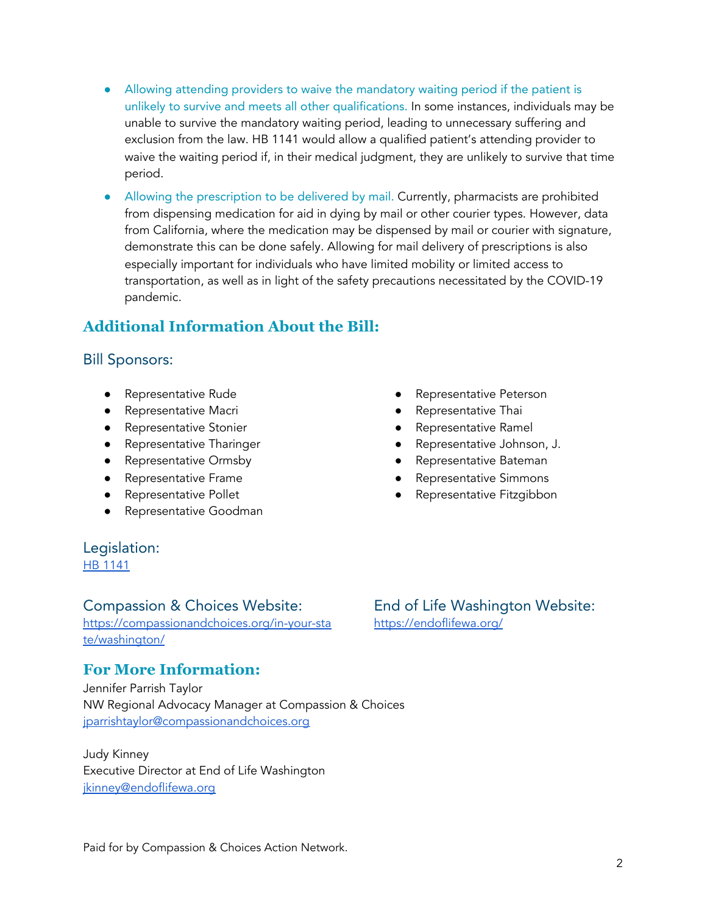- Allowing attending providers to waive the mandatory waiting period if the patient is unlikely to survive and meets all other qualifications. In some instances, individuals may be unable to survive the mandatory waiting period, leading to unnecessary suffering and exclusion from the law. HB 1141 would allow a qualified patient's attending provider to waive the waiting period if, in their medical judgment, they are unlikely to survive that time period.
- Allowing the prescription to be delivered by mail. Currently, pharmacists are prohibited from dispensing medication for aid in dying by mail or other courier types. However, data from California, where the medication may be dispensed by mail or courier with signature, demonstrate this can be done safely. Allowing for mail delivery of prescriptions is also especially important for individuals who have limited mobility or limited access to transportation, as well as in light of the safety precautions necessitated by the COVID-19 pandemic.

## Additional Information About the Bill:

### Bill Sponsors:

- Representative Rude
- Representative Macri
- Representative Stonier
- Representative Tharinger
- Representative Ormsby
- Representative Frame
- Representative Pollet
- Representative Goodman
- Representative Peterson
- Representative Thai
- Representative Ramel
- Representative Johnson, J.
- Representative Bateman
- Representative Simmons
- Representative Fitzgibbon

### Legislation:

HB 1141

### Compassion & Choices Website:

https://compassionandchoices.org/in-your-state/washington/

### End of Life Washington Website:

https://endoflifewa.org/

## For More Information:

Jennifer Parrish Taylor
NW Regional Advocacy Manager at Compassion & Choices
jparrishtaylor@compassionandchoices.org

Judy Kinney
Executive Director at End of Life Washington
jkinney@endoflifewa.org

Paid for by Compassion & Choices Action Network.